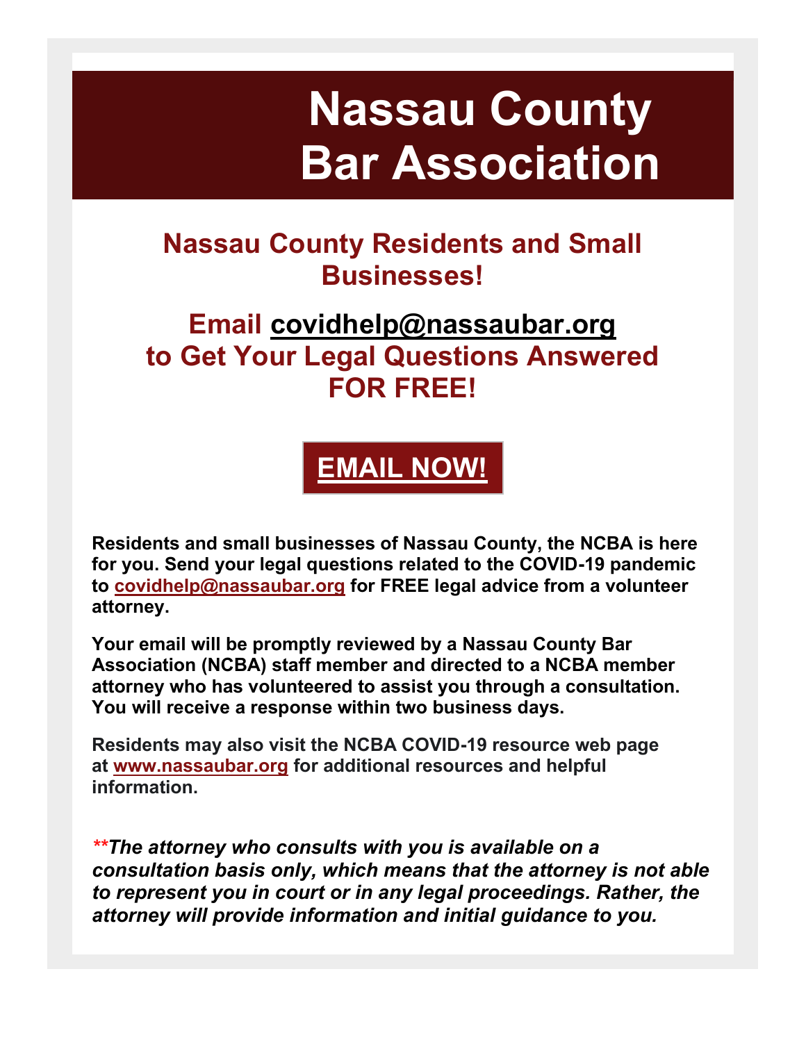# Nassau County Bar Association

## Nassau County Residents and Small Businesses!

## Email covidhelp@nassaubar.org to Get Your Legal Questions Answered FOR FREE!

**EMAIL NOW!**

**Residents and small businesses of Nassau County, the NCBA is here for you. Send your legal questions related to the COVID-19 pandemic to covidhelp@nassaubar.org for FREE legal advice from a volunteer attorney.**

**Your email will be promptly reviewed by a Nassau County Bar Association (NCBA) staff member and directed to a NCBA member attorney who has volunteered to assist you through a consultation. You will receive a response within two business days.**

**Residents may also visit the NCBA COVID-19 resource web page at www.nassaubar.org for additional resources and helpful information.**

***\*\*The attorney who consults with you is available on a consultation basis only, which means that the attorney is not able to represent you in court or in any legal proceedings. Rather, the attorney will provide information and initial guidance to you.***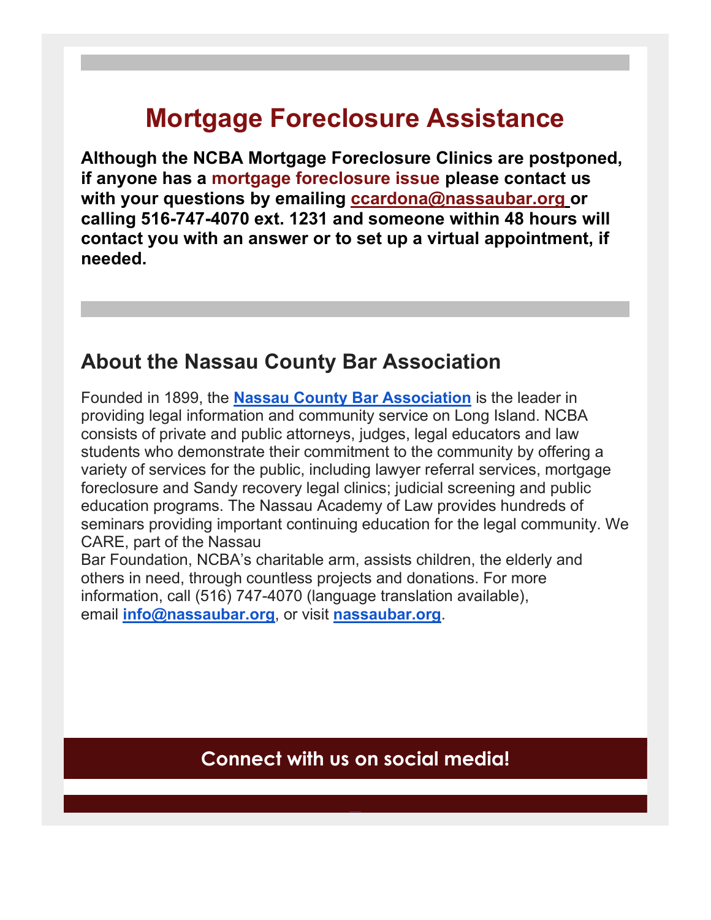# Mortgage Foreclosure Assistance

**Although the NCBA Mortgage Foreclosure Clinics are postponed, if anyone has a mortgage foreclosure issue please contact us with your questions by emailing ccardona@nassaubar.org or calling 516-747-4070 ext. 1231 and someone within 48 hours will contact you with an answer or to set up a virtual appointment, if needed.**

## About the Nassau County Bar Association

Founded in 1899, the **Nassau County Bar Association** is the leader in providing legal information and community service on Long Island. NCBA consists of private and public attorneys, judges, legal educators and law students who demonstrate their commitment to the community by offering a variety of services for the public, including lawyer referral services, mortgage foreclosure and Sandy recovery legal clinics; judicial screening and public education programs. The Nassau Academy of Law provides hundreds of seminars providing important continuing education for the legal community. We CARE, part of the Nassau Bar Foundation, NCBA's charitable arm, assists children, the elderly and others in need, through countless projects and donations. For more information, call (516) 747-4070 (language translation available), email **info@nassaubar.org**, or visit **nassaubar.org**.

**Connect with us on social media!**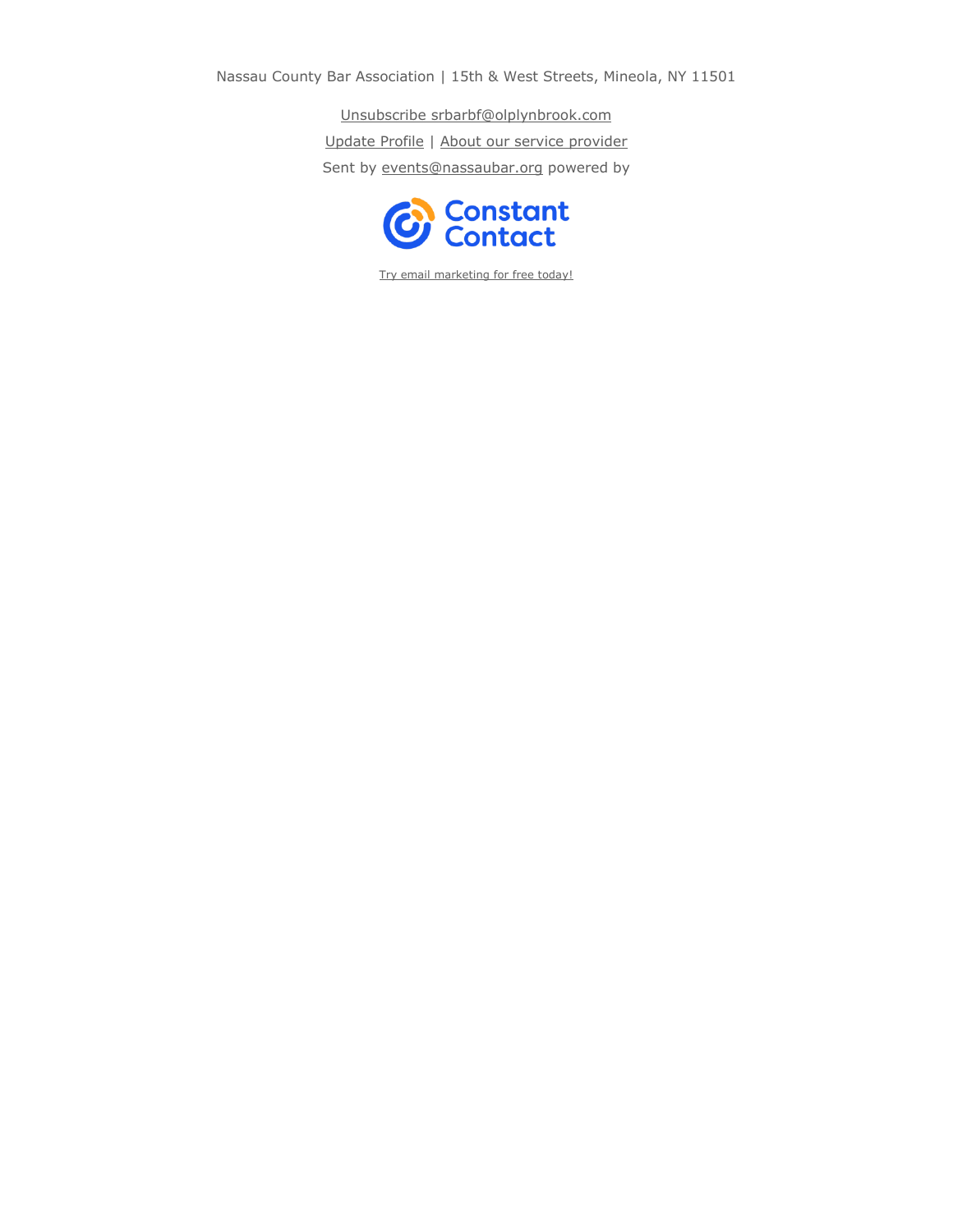Nassau County Bar Association | 15th & West Streets, Mineola, NY 11501

Unsubscribe srbarbf@olplynbrook.com

Update Profile | About our service provider

Sent by events@nassaubar.org powered by

Constant Contact

Try email marketing for free today!